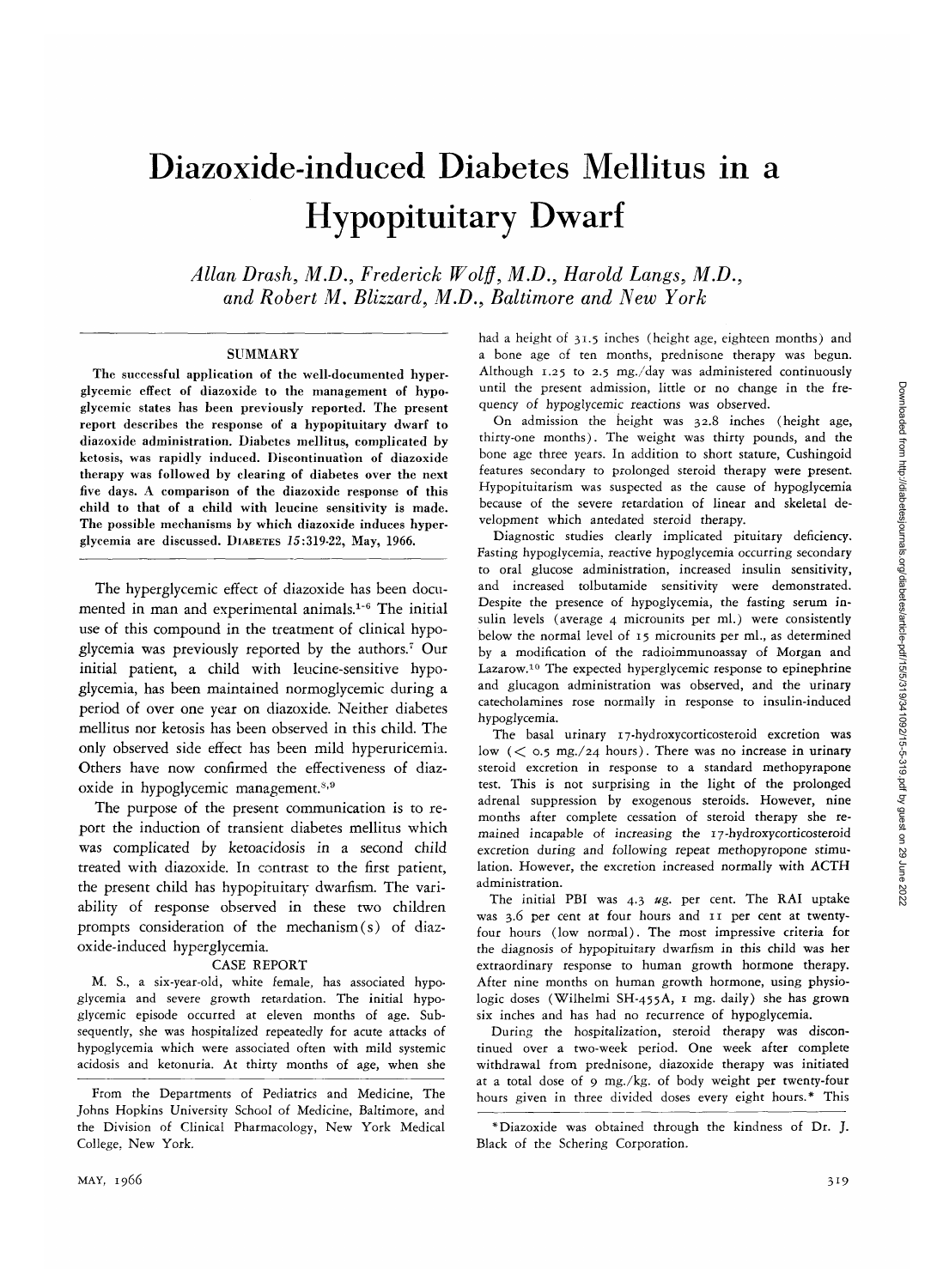# Diazoxide-induced Diabetes Mellitus in a Hypopituitary Dwarf

*Allan Drash, M.D., Frederick Wolff, M.D., Harold Langs, M.D., and Robert M. Blizzard, M.D., Baltimore and New York*

## SUMMARY

The successful application of the well-documented hyperglycemic effect of diazoxide to the management of hypoglycemic states has been previously reported. The present report describes the response of a hypopituitary dwarf to diazoxide administration. Diabetes mellitus, complicated by ketosis, was rapidly induced. Discontinuation of diazoxide therapy was followed by clearing of diabetes over the next five days. A comparison of the diazoxide response of this child to that of a child with leucine sensitivity is made. The possible mechanisms by which diazoxide induces hyperglycemia are discussed. DIABETES *15*:319-22, May, 1966.

The hyperglycemic effect of diazoxide has been documented in man and experimental animals.[1-6] The initial use of this compound in the treatment of clinical hypoglycemia was previously reported by the authors.[7] Our initial patient, a child with leucine-sensitive hypoglycemia, has been maintained normoglycemic during a period of over one year on diazoxide. Neither diabetes mellitus nor ketosis has been observed in this child. The only observed side effect has been mild hyperuricemia. Others have now confirmed the effectiveness of diazoxide in hypoglycemic management.[8,9]

The purpose of the present communication is to report the induction of transient diabetes mellitus which was complicated by ketoacidosis in a second child treated with diazoxide. In contrast to the first patient, the present child has hypopituitary dwarfism. The variability of response observed in these two children prompts consideration of the mechanism(s) of diazoxide-induced hyperglycemia.

## CASE REPORT

M. S., a six-year-old, white female, has associated hypoglycemia and severe growth retardation. The initial hypoglycemic episode occurred at eleven months of age. Subsequently, she was hospitalized repeatedly for acute attacks of hypoglycemia which were associated often with mild systemic acidosis and ketonuria. At thirty months of age, when she had a height of 31.5 inches (height age, eighteen months) and a bone age of ten months, prednisone therapy was begun. Although 1.25 to 2.5 mg./day was administered continuously until the present admission, little or no change in the frequency of hypoglycemic reactions was observed.

On admission the height was 32.8 inches (height age, thirty-one months). The weight was thirty pounds, and the bone age three years. In addition to short stature, Cushingoid features secondary to prolonged steroid therapy were present. Hypopituitarism was suspected as the cause of hypoglycemia because of the severe retardation of linear and skeletal development which antedated steroid therapy.

Diagnostic studies clearly implicated pituitary deficiency. Fasting hypoglycemia, reactive hypoglycemia occurring secondary to oral glucose administration, increased insulin sensitivity, and increased tolbutamide sensitivity were demonstrated. Despite the presence of hypoglycemia, the fasting serum insulin levels (average 4 microunits per ml.) were consistently below the normal level of 15 microunits per ml., as determined by a modification of the radioimmunoassay of Morgan and Lazarow.[10] The expected hyperglycemic response to epinephrine and glucagon administration was observed, and the urinary catecholamines rose normally in response to insulin-induced hypoglycemia.

The basal urinary 17-hydroxycorticosteroid excretion was low ($< 0.5$ mg./24 hours). There was no increase in urinary steroid excretion in response to a standard methopyrapone test. This is not surprising in the light of the prolonged adrenal suppression by exogenous steroids. However, nine months after complete cessation of steroid therapy she remained incapable of increasing the 17-hydroxycorticosteroid excretion during and following repeat methopyropone stimulation. However, the excretion increased normally with ACTH administration.

The initial PBI was 4.3 $\mu$g. per cent. The RAI uptake was 3.6 per cent at four hours and 11 per cent at twenty-four hours (low normal). The most impressive criteria for the diagnosis of hypopituitary dwarfism in this child was her extraordinary response to human growth hormone therapy. After nine months on human growth hormone, using physiologic doses (Wilhelmi SH-455A, 1 mg. daily) she has grown six inches and has had no recurrence of hypoglycemia.

During the hospitalization, steroid therapy was discontinued over a two-week period. One week after complete withdrawal from prednisone, diazoxide therapy was initiated at a total dose of 9 mg./kg. of body weight per twenty-four hours given in three divided doses every eight hours.* This

From the Departments of Pediatrics and Medicine, The Johns Hopkins University School of Medicine, Baltimore, and the Division of Clinical Pharmacology, New York Medical College, New York.

*Diazoxide was obtained through the kindness of Dr. J. Black of the Schering Corporation.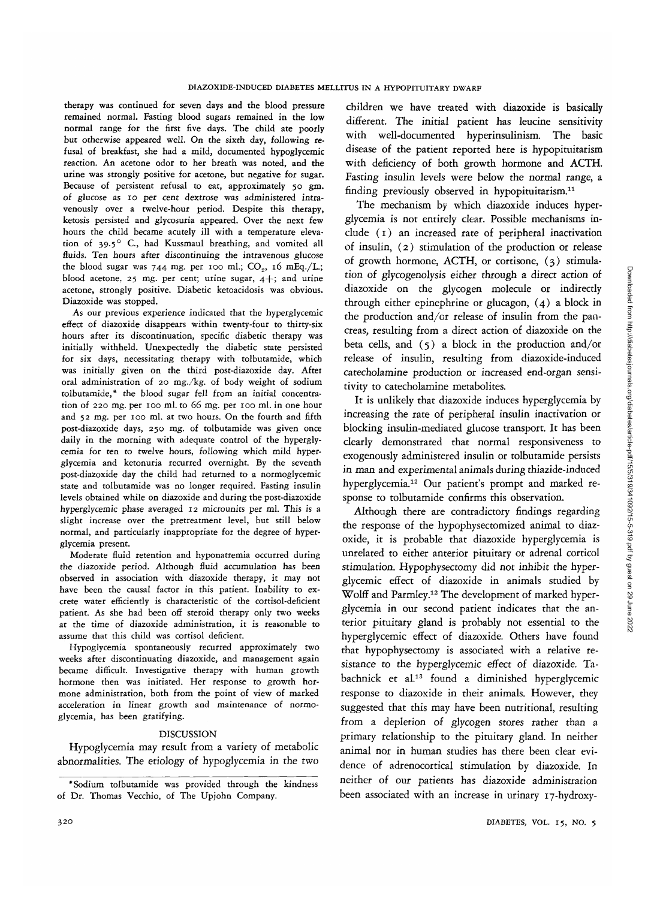therapy was continued for seven days and the blood pressure remained normal. Fasting blood sugars remained in the low normal range for the first five days. The child ate poorly but otherwise appeared well. On the sixth day, following refusal of breakfast, she had a mild, documented hypoglycemic reaction. An acetone odor to her breath was noted, and the urine was strongly positive for acetone, but negative for sugar. Because of persistent refusal to eat, approximately 50 gm. of glucose as 10 per cent dextrose was administered intravenously over a twelve-hour period. Despite this therapy, ketosis persisted and glycosuria appeared. Over the next few hours the child became acutely ill with a temperature elevation of 39.5° C., had Kussmaul breathing, and vomited all fluids. Ten hours after discontinuing the intravenous glucose the blood sugar was 744 mg. per 100 ml.; $CO_2$, 16 mEq./L.; blood acetone, 25 mg. per cent; urine sugar, 4+; and urine acetone, strongly positive. Diabetic ketoacidosis was obvious. Diazoxide was stopped.

As our previous experience indicated that the hyperglycemic effect of diazoxide disappears within twenty-four to thirty-six hours after its discontinuation, specific diabetic therapy was initially withheld. Unexpectedly the diabetic state persisted for six days, necessitating therapy with tolbutamide, which was initially given on the third post-diazoxide day. After oral administration of 20 mg./kg. of body weight of sodium tolbutamide,* the blood sugar fell from an initial concentration of 220 mg. per 100 ml. to 66 mg. per 100 ml. in one hour and 52 mg. per 100 ml. at two hours. On the fourth and fifth post-diazoxide days, 250 mg. of tolbutamide was given once daily in the morning with adequate control of the hyperglycemia for ten to twelve hours, following which mild hyperglycemia and ketonuria recurred overnight. By the seventh post-diazoxide day the child had returned to a normoglycemic state and tolbutamide was no longer required. Fasting insulin levels obtained while on diazoxide and during the post-diazoxide hyperglycemic phase averaged 12 microunits per ml. This is a slight increase over the pretreatment level, but still below normal, and particularly inappropriate for the degree of hyperglycemia present.

Moderate fluid retention and hyponatremia occurred during the diazoxide period. Although fluid accumulation has been observed in association with diazoxide therapy, it may not have been the causal factor in this patient. Inability to excrete water efficiently is characteristic of the cortisol-deficient patient. As she had been off steroid therapy only two weeks at the time of diazoxide administration, it is reasonable to assume that this child was cortisol deficient.

Hypoglycemia spontaneously recurred approximately two weeks after discontinuating diazoxide, and management again became difficult. Investigative therapy with human growth hormone then was initiated. Her response to growth hormone administration, both from the point of view of marked acceleration in linear growth and maintenance of normoglycemia, has been gratifying.

## DISCUSSION

Hypoglycemia may result from a variety of metabolic abnormalities. The etiology of hypoglycemia in the two children we have treated with diazoxide is basically different. The initial patient has leucine sensitivity with well-documented hyperinsulinism. The basic disease of the patient reported here is hypopituitarism with deficiency of both growth hormone and ACTH. Fasting insulin levels were below the normal range, a finding previously observed in hypopituitarism.[11]

The mechanism by which diazoxide induces hyperglycemia is not entirely clear. Possible mechanisms include (1) an increased rate of peripheral inactivation of insulin, (2) stimulation of the production or release of growth hormone, ACTH, or cortisone, (3) stimulation of glycogenolysis either through a direct action of diazoxide on the glycogen molecule or indirectly through either epinephrine or glucagon, (4) a block in the production and/or release of insulin from the pancreas, resulting from a direct action of diazoxide on the beta cells, and (5) a block in the production and/or release of insulin, resulting from diazoxide-induced catecholamine production or increased end-organ sensitivity to catecholamine metabolites.

It is unlikely that diazoxide induces hyperglycemia by increasing the rate of peripheral insulin inactivation or blocking insulin-mediated glucose transport. It has been clearly demonstrated that normal responsiveness to exogenously administered insulin or tolbutamide persists in man and experimental animals during thiazide-induced hyperglycemia.[12] Our patient's prompt and marked response to tolbutamide confirms this observation.

Although there are contradictory findings regarding the response of the hypophysectomized animal to diazoxide, it is probable that diazoxide hyperglycemia is unrelated to either anterior pituitary or adrenal corticol stimulation. Hypophysectomy did not inhibit the hyperglycemic effect of diazoxide in animals studied by Wolff and Parmley.[12] The development of marked hyperglycemia in our second patient indicates that the anterior pituitary gland is probably not essential to the hyperglycemic effect of diazoxide. Others have found that hypophysectomy is associated with a relative resistance to the hyperglycemic effect of diazoxide. Tabachnick et al.[13] found a diminished hyperglycemic response to diazoxide in their animals. However, they suggested that this may have been nutritional, resulting from a depletion of glycogen stores rather than a primary relationship to the pituitary gland. In neither animal nor in human studies has there been clear evidence of adrenocortical stimulation by diazoxide. In neither of our patients has diazoxide administration been associated with an increase in urinary 17-hydroxy-

*Sodium tolbutamide was provided through the kindness of Dr. Thomas Vecchio, of The Upjohn Company.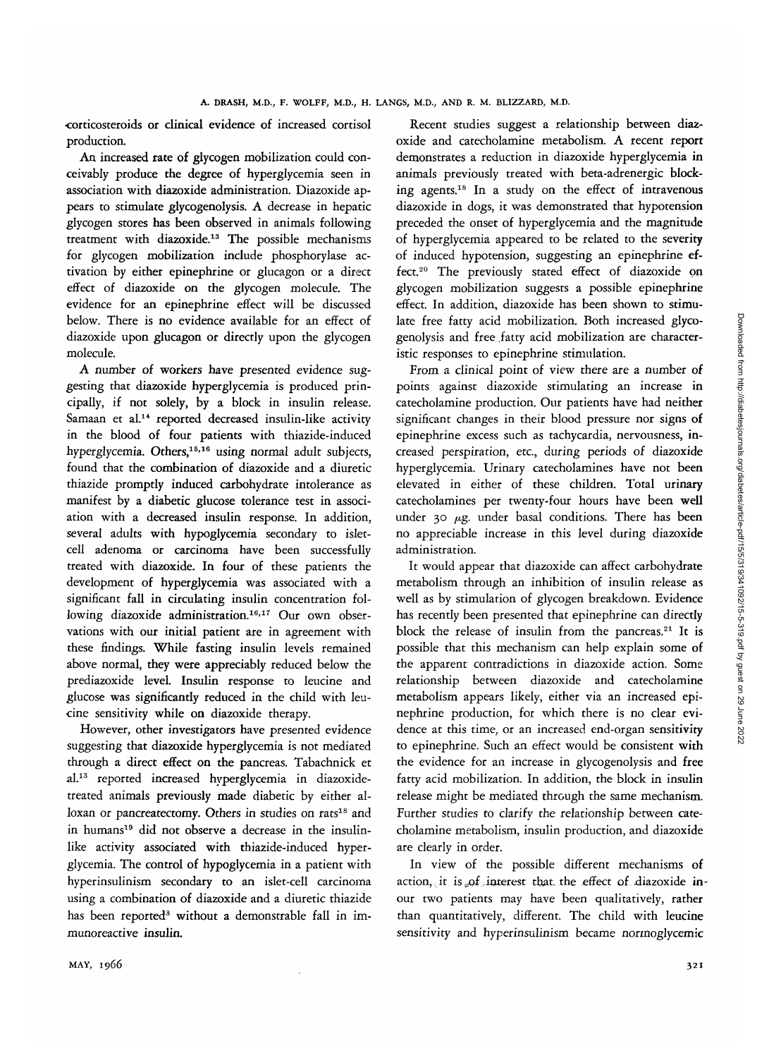corticosteroids or clinical evidence of increased cortisol production.

An increased rate of glycogen mobilization could conceivably produce the degree of hyperglycemia seen in association with diazoxide administration. Diazoxide appears to stimulate glycogenolysis. A decrease in hepatic glycogen stores has been observed in animals following treatment with diazoxide.[13] The possible mechanisms for glycogen mobilization include phosphorylase activation by either epinephrine or glucagon or a direct effect of diazoxide on the glycogen molecule. The evidence for an epinephrine effect will be discussed below. There is no evidence available for an effect of diazoxide upon glucagon or directly upon the glycogen molecule.

A number of workers have presented evidence suggesting that diazoxide hyperglycemia is produced principally, if not solely, by a block in insulin release. Samaan et al.[14] reported decreased insulin-like activity in the blood of four patients with thiazide-induced hyperglycemia. Others,[15,16] using normal adult subjects, found that the combination of diazoxide and a diuretic thiazide promptly induced carbohydrate intolerance as manifest by a diabetic glucose tolerance test in association with a decreased insulin response. In addition, several adults with hypoglycemia secondary to islet-cell adenoma or carcinoma have been successfully treated with diazoxide. In four of these patients the development of hyperglycemia was associated with a significant fall in circulating insulin concentration following diazoxide administration.[16,17] Our own observations with our initial patient are in agreement with these findings. While fasting insulin levels remained above normal, they were appreciably reduced below the prediazoxide level. Insulin response to leucine and glucose was significantly reduced in the child with leucine sensitivity while on diazoxide therapy.

However, other investigators have presented evidence suggesting that diazoxide hyperglycemia is not mediated through a direct effect on the pancreas. Tabachnick et al.[13] reported increased hyperglycemia in diazoxide-treated animals previously made diabetic by either alloxan or pancreatectomy. Others in studies on rats[18] and in humans[19] did not observe a decrease in the insulin-like activity associated with thiazide-induced hyperglycemia. The control of hypoglycemia in a patient with hyperinsulinism secondary to an islet-cell carcinoma using a combination of diazoxide and a diuretic thiazide has been reported[3] without a demonstrable fall in immunoreactive insulin.

Recent studies suggest a relationship between diazoxide and catecholamine metabolism. A recent report demonstrates a reduction in diazoxide hyperglycemia in animals previously treated with beta-adrenergic blocking agents.[18] In a study on the effect of intravenous diazoxide in dogs, it was demonstrated that hypotension preceded the onset of hyperglycemia and the magnitude of hyperglycemia appeared to be related to the severity of induced hypotension, suggesting an epinephrine effect.[20] The previously stated effect of diazoxide on glycogen mobilization suggests a possible epinephrine effect. In addition, diazoxide has been shown to stimulate free fatty acid mobilization. Both increased glycogenolysis and free fatty acid mobilization are characteristic responses to epinephrine stimulation.

From a clinical point of view there are a number of points against diazoxide stimulating an increase in catecholamine production. Our patients have had neither significant changes in their blood pressure nor signs of epinephrine excess such as tachycardia, nervousness, increased perspiration, etc., during periods of diazoxide hyperglycemia. Urinary catecholamines have not been elevated in either of these children. Total urinary catecholamines per twenty-four hours have been well under 30 $\mu$g. under basal conditions. There has been no appreciable increase in this level during diazoxide administration.

It would appear that diazoxide can affect carbohydrate metabolism through an inhibition of insulin release as well as by stimulation of glycogen breakdown. Evidence has recently been presented that epinephrine can directly block the release of insulin from the pancreas.[21] It is possible that this mechanism can help explain some of the apparent contradictions in diazoxide action. Some relationship between diazoxide and catecholamine metabolism appears likely, either via an increased epinephrine production, for which there is no clear evidence at this time, or an increased end-organ sensitivity to epinephrine. Such an effect would be consistent with the evidence for an increase in glycogenolysis and free fatty acid mobilization. In addition, the block in insulin release might be mediated through the same mechanism. Further studies to clarify the relationship between catecholamine metabolism, insulin production, and diazoxide are clearly in order.

In view of the possible different mechanisms of action, it is of interest that the effect of diazoxide in our two patients may have been qualitatively, rather than quantitatively, different. The child with leucine sensitivity and hyperinsulinism became normoglycemic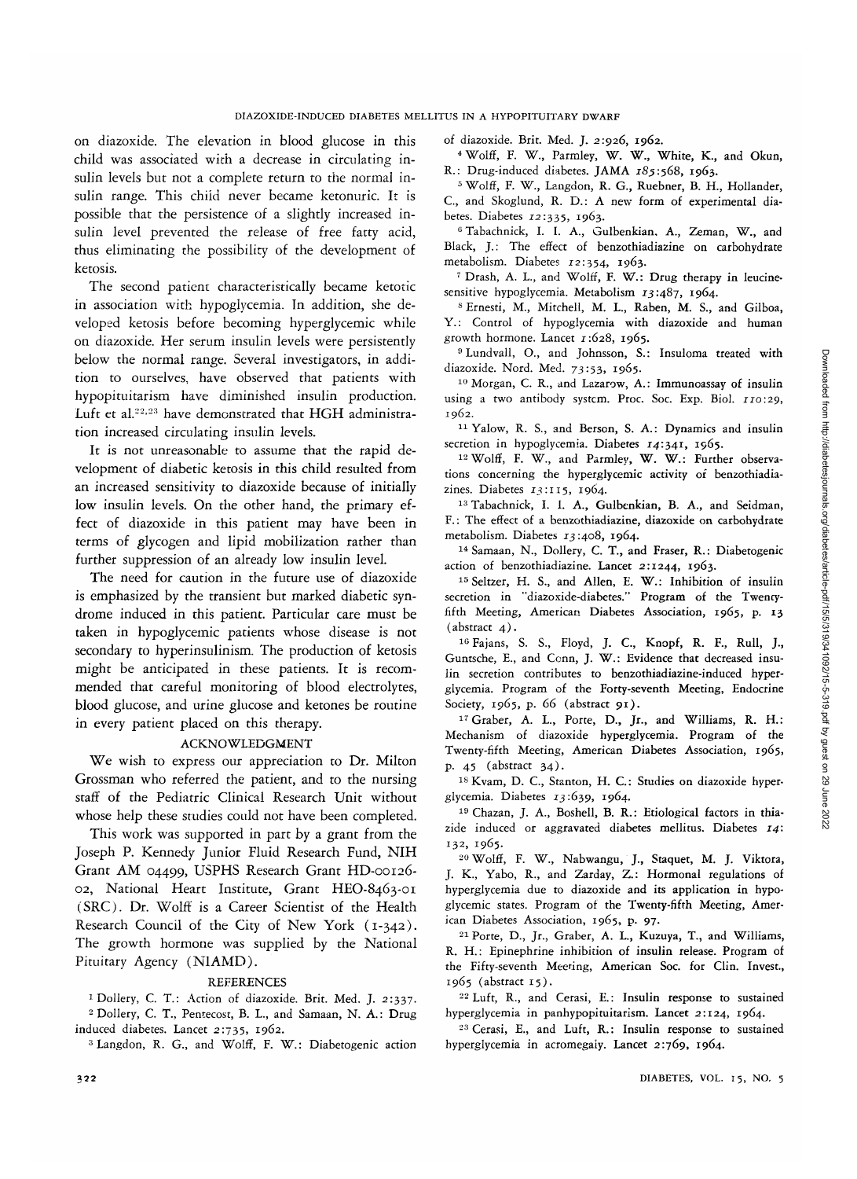on diazoxide. The elevation in blood glucose in this child was associated with a decrease in circulating insulin levels but not a complete return to the normal insulin range. This child never became ketonuric. It is possible that the persistence of a slightly increased insulin level prevented the release of free fatty acid, thus eliminating the possibility of the development of ketosis.

The second patient characteristically became ketotic in association with hypoglycemia. In addition, she developed ketosis before becoming hyperglycemic while on diazoxide. Her serum insulin levels were persistently below the normal range. Several investigators, in addition to ourselves, have observed that patients with hypopituitarism have diminished insulin production. Luft et al.[22,23] have demonstrated that HGH administration increased circulating insulin levels.

It is not unreasonable to assume that the rapid development of diabetic ketosis in this child resulted from an increased sensitivity to diazoxide because of initially low insulin levels. On the other hand, the primary effect of diazoxide in this patient may have been in terms of glycogen and lipid mobilization rather than further suppression of an already low insulin level.

The need for caution in the future use of diazoxide is emphasized by the transient but marked diabetic syndrome induced in this patient. Particular care must be taken in hypoglycemic patients whose disease is not secondary to hyperinsulinism. The production of ketosis might be anticipated in these patients. It is recommended that careful monitoring of blood electrolytes, blood glucose, and urine glucose and ketones be routine in every patient placed on this therapy.

## ACKNOWLEDGMENT

We wish to express our appreciation to Dr. Milton Grossman who referred the patient, and to the nursing staff of the Pediatric Clinical Research Unit without whose help these studies could not have been completed.

This work was supported in part by a grant from the Joseph P. Kennedy Junior Fluid Research Fund, NIH Grant AM 04499, USPHS Research Grant HD-00126-02, National Heart Institute, Grant HEO-8463-01 (SRC). Dr. Wolff is a Career Scientist of the Health Research Council of the City of New York (1-342). The growth hormone was supplied by the National Pituitary Agency (NIAMD).

## REFERENCES

1 Dollery, C. T.: Action of diazoxide. Brit. Med. J. 2:337.

2 Dollery, C. T., Pentecost, B. L., and Samaan, N. A.: Drug induced diabetes. Lancet 2:735, 1962.

3 Langdon, R. G., and Wolff, F. W.: Diabetogenic action of diazoxide. Brit. Med. J. 2:926, 1962.

4 Wolff, F. W., Parmley, W. W., White, K., and Okun, R.: Drug-induced diabetes. JAMA 185:568, 1963.

5 Wolff, F. W., Langdon, R. G., Ruebner, B. H., Hollander, C., and Skoglund, R. D.: A new form of experimental diabetes. Diabetes 12:335, 1963.

6 Tabachnick, I. I. A., Gulbenkian, A., Zeman, W., and Black, J.: The effect of benzothiadiazine on carbohydrate metabolism. Diabetes 12:354, 1963.

7 Drash, A. L., and Wolff, F. W.: Drug therapy in leucine-sensitive hypoglycemia. Metabolism 13:487, 1964.

8 Ernesti, M., Mitchell, M. L., Raben, M. S., and Gilboa, Y.: Control of hypoglycemia with diazoxide and human growth hormone. Lancet 1:628, 1965.

9 Lundvall, O., and Johnsson, S.: Insuloma treated with diazoxide. Nord. Med. 73:53, 1965.

10 Morgan, C. R., and Lazarow, A.: Immunoassay of insulin using a two antibody system. Proc. Soc. Exp. Biol. 110:29, 1962.

11 Yalow, R. S., and Berson, S. A.: Dynamics and insulin secretion in hypoglycemia. Diabetes 14:341, 1965.

12 Wolff, F. W., and Parmley, W. W.: Further observations concerning the hyperglycemic activity of benzothiadiazines. Diabetes 13:115, 1964.

13 Tabachnick, I. I. A., Gulbenkian, B. A., and Seidman, F.: The effect of a benzothiadiazine, diazoxide on carbohydrate metabolism. Diabetes 13:408, 1964.

14 Samaan, N., Dollery, C. T., and Fraser, R.: Diabetogenic action of benzothiadiazine. Lancet 2:1244, 1963.

15 Seltzer, H. S., and Allen, E. W.: Inhibition of insulin secretion in "diazoxide-diabetes." Program of the Twenty-fifth Meeting, American Diabetes Association, 1965, p. 13 (abstract 4).

16 Fajans, S. S., Floyd, J. C., Knopf, R. F., Rull, J., Guntsche, E., and Conn, J. W.: Evidence that decreased insulin secretion contributes to benzothiadiazine-induced hyperglycemia. Program of the Forty-seventh Meeting, Endocrine Society, 1965, p. 66 (abstract 91).

17 Graber, A. L., Porte, D., Jr., and Williams, R. H.: Mechanism of diazoxide hyperglycemia. Program of the Twenty-fifth Meeting, American Diabetes Association, 1965, p. 45 (abstract 34).

18 Kvam, D. C., Stanton, H. C.: Studies on diazoxide hyperglycemia. Diabetes 13:639, 1964.

19 Chazan, J. A., Boshell, B. R.: Etiological factors in thiazide induced or aggravated diabetes mellitus. Diabetes 14:132, 1965.

20 Wolff, F. W., Nabwangu, J., Staquet, M. J. Viktora, J. K., Yabo, R., and Zarday, Z.: Hormonal regulations of hyperglycemia due to diazoxide and its application in hypoglycemic states. Program of the Twenty-fifth Meeting, American Diabetes Association, 1965, p. 97.

21 Porte, D., Jr., Graber, A. L., Kuzuya, T., and Williams, R. H.: Epinephrine inhibition of insulin release. Program of the Fifty-seventh Meeting, American Soc. for Clin. Invest., 1965 (abstract 15).

22 Luft, R., and Cerasi, E.: Insulin response to sustained hyperglycemia in panhypopituitarism. Lancet 2:124, 1964.

23 Cerasi, E., and Luft, R.: Insulin response to sustained hyperglycemia in acromegaly. Lancet 2:769, 1964.